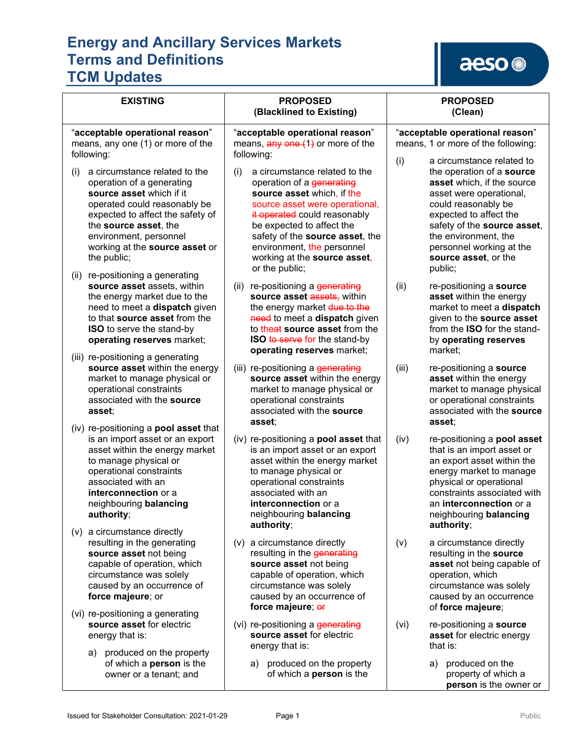# Energy and Ancillary Services Markets Terms and Definitions TCM Updates

| EXISTING | PROPOSED (Blacklined to Existing) | PROPOSED (Clean) |
|---|---|---|
| "**acceptable operational reason**" means, any one (1) or more of the following: | "**acceptable operational reason**" means, ~~any one~~ ~~(~~1~~)~~ or more of the following: | "**acceptable operational reason**" means, 1 or more of the following: |
| (i) a circumstance related to the operation of a generating **source asset** which if it operated could reasonably be expected to affect the safety of the **source asset**, the environment, personnel working at the **source asset** or the public; | (i) a circumstance related to the operation of a ~~generating~~ **source asset** which, if the source asset were operational, ~~it operated~~ could reasonably be expected to affect the safety of the **source asset**, the environment, the personnel working at the **source asset**, or the public; | (i) a circumstance related to the operation of a **source asset** which, if the source asset were operational, could reasonably be expected to affect the safety of the **source asset**, the environment, the personnel working at the **source asset**, or the public; |
| (ii) re-positioning a generating **source asset** assets, within the energy market due to the need to meet a **dispatch** given to that **source asset** from the **ISO** to serve the stand-by **operating reserves** market; | (ii) re-positioning a ~~generating~~ **source asset** ~~assets,~~ within the energy market ~~due to the need~~ to meet a **dispatch** given to ~~theat~~ **source asset** from the **ISO** ~~to serve~~ for the stand-by **operating reserves** market; | (ii) re-positioning a **source asset** within the energy market to meet a **dispatch** given to the **source asset** from the **ISO** for the stand-by **operating reserves** market; |
| (iii) re-positioning a generating **source asset** within the energy market to manage physical or operational constraints associated with the **source asset**; | (iii) re-positioning a ~~generating~~ **source asset** within the energy market to manage physical or operational constraints associated with the **source asset**; | (iii) re-positioning a **source asset** within the energy market to manage physical or operational constraints associated with the **source asset**; |
| (iv) re-positioning a **pool asset** that is an import asset or an export asset within the energy market to manage physical or operational constraints associated with an **interconnection** or a neighbouring **balancing authority**; | (iv) re-positioning a **pool asset** that is an import asset or an export asset within the energy market to manage physical or operational constraints associated with an **interconnection** or a neighbouring **balancing authority**; | (iv) re-positioning a **pool asset** that is an import asset or an export asset within the energy market to manage physical or operational constraints associated with an **interconnection** or a neighbouring **balancing authority**; |
| (v) a circumstance directly resulting in the generating **source asset** not being capable of operation, which circumstance was solely caused by an occurrence of **force majeure**; or | (v) a circumstance directly resulting in the ~~generating~~ **source asset** not being capable of operation, which circumstance was solely caused by an occurrence of **force majeure**; ~~or~~ | (v) a circumstance directly resulting in the **source asset** not being capable of operation, which circumstance was solely caused by an occurrence of **force majeure**; |
| (vi) re-positioning a generating **source asset** for electric energy that is: | (vi) re-positioning a ~~generating~~ **source asset** for electric energy that is: | (vi) re-positioning a **source asset** for electric energy that is: |
| a) produced on the property of which a **person** is the owner or a tenant; and | a) produced on the property of which a **person** is the | a) produced on the property of which a **person** is the owner or |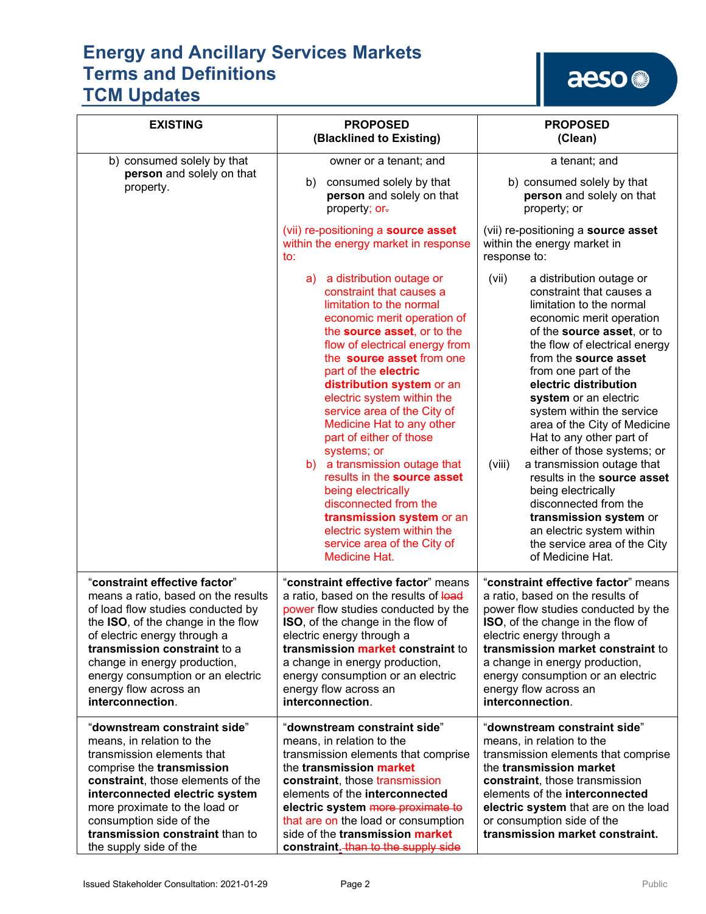# Energy and Ancillary Services Markets Terms and Definitions TCM Updates

| EXISTING | PROPOSED (Blacklined to Existing) | PROPOSED (Clean) |
|---|---|---|
| b) consumed solely by that **person** and solely on that property. | owner or a tenant; and<br>b) consumed solely by that **person** and solely on that property; or.<br>(vii) re-positioning a **source asset** within the energy market in response to:<br>a) a distribution outage or constraint that causes a limitation to the normal economic merit operation of the **source asset**, or to the flow of electrical energy from the **source asset** from one part of the **electric distribution system** or an electric system within the service area of the City of Medicine Hat to any other part of either of those systems; or<br>b) a transmission outage that results in the **source asset** being electrically disconnected from the **transmission system** or an electric system within the service area of the City of Medicine Hat. | a tenant; and<br>b) consumed solely by that **person** and solely on that property; or<br>(vii) re-positioning a **source asset** within the energy market in response to:<br>(vii) a distribution outage or constraint that causes a limitation to the normal economic merit operation of the **source asset**, or to the flow of electrical energy from the **source asset** from one part of the **electric distribution system** or an electric system within the service area of the City of Medicine Hat to any other part of either of those systems; or<br>(viii) a transmission outage that results in the **source asset** being electrically disconnected from the **transmission system** or an electric system within the service area of the City of Medicine Hat. |
| "**constraint effective factor**" means a ratio, based on the results of load flow studies conducted by the **ISO**, of the change in the flow of electric energy through a **transmission constraint** to a change in energy production, energy consumption or an electric energy flow across an **interconnection**. | "**constraint effective factor**" means a ratio, based on the results of ~~load~~ power flow studies conducted by the **ISO**, of the change in the flow of electric energy through a **transmission market constraint** to a change in energy production, energy consumption or an electric energy flow across an **interconnection**. | "**constraint effective factor**" means a ratio, based on the results of power flow studies conducted by the **ISO**, of the change in the flow of electric energy through a **transmission market constraint** to a change in energy production, energy consumption or an electric energy flow across an **interconnection**. |
| "**downstream constraint side**" means, in relation to the transmission elements that comprise the **transmission constraint**, those elements of the **interconnected electric system** more proximate to the load or consumption side of the **transmission constraint** than to the supply side of the | "**downstream constraint side**" means, in relation to the transmission elements that comprise the **transmission market constraint**, those transmission elements of the **interconnected electric system** ~~more proximate to~~ that are on the load or consumption side of the **transmission market constraint**. ~~than to the supply side~~ | "**downstream constraint side**" means, in relation to the transmission elements that comprise the **transmission market constraint**, those transmission elements of the **interconnected electric system** that are on the load or consumption side of the **transmission market constraint.** |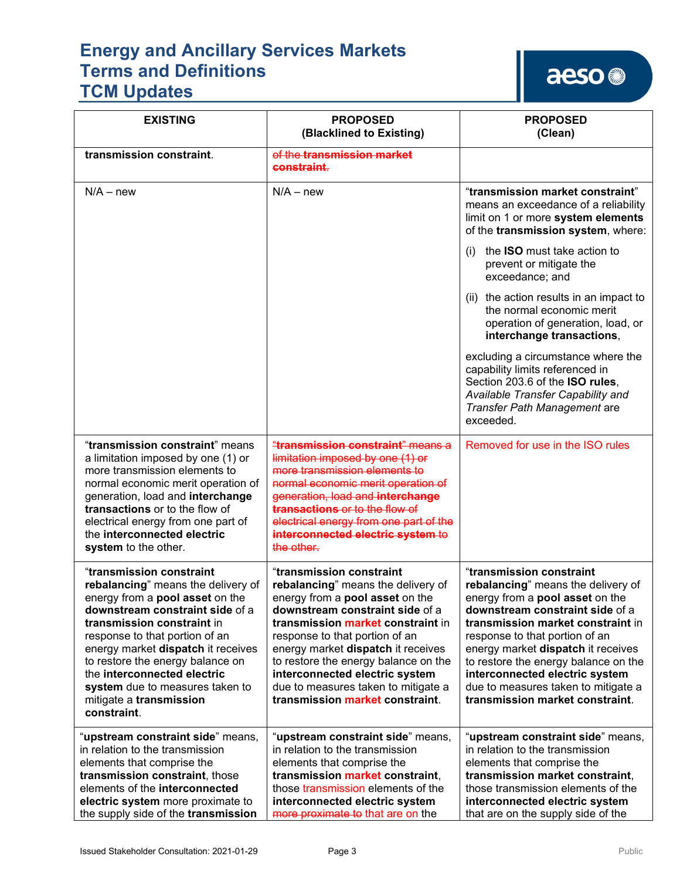# Energy and Ancillary Services Markets Terms and Definitions TCM Updates

| EXISTING | PROPOSED (Blacklined to Existing) | PROPOSED (Clean) |
|---|---|---|
| **transmission constraint**. | ~~of the **transmission market constraint**.~~ | |
| N/A – new | N/A – new | "**transmission market constraint**" means an exceedance of a reliability limit on 1 or more **system elements** of the **transmission system**, where:<br>(i) the **ISO** must take action to prevent or mitigate the exceedance; and<br>(ii) the action results in an impact to the normal economic merit operation of generation, load, or **interchange transactions**,<br>excluding a circumstance where the capability limits referenced in Section 203.6 of the **ISO rules**, *Available Transfer Capability and Transfer Path Management* are exceeded. |
| "**transmission constraint**" means a limitation imposed by one (1) or more transmission elements to normal economic merit operation of generation, load and **interchange transactions** or to the flow of electrical energy from one part of the **interconnected electric system** to the other. | ~~"**transmission constraint**" means a limitation imposed by one (1) or more transmission elements to normal economic merit operation of generation, load and **interchange transactions** or to the flow of electrical energy from one part of the **interconnected electric system** to the other.~~ | Removed for use in the ISO rules |
| "**transmission constraint rebalancing**" means the delivery of energy from a **pool asset** on the **downstream constraint side** of a **transmission constraint** in response to that portion of an energy market **dispatch** it receives to restore the energy balance on the **interconnected electric system** due to measures taken to mitigate a **transmission constraint**. | "**transmission constraint rebalancing**" means the delivery of energy from a **pool asset** on the **downstream constraint side** of a **transmission market constraint** in response to that portion of an energy market **dispatch** it receives to restore the energy balance on the **interconnected electric system** due to measures taken to mitigate a **transmission market constraint**. | "**transmission constraint rebalancing**" means the delivery of energy from a **pool asset** on the **downstream constraint side** of a **transmission market constraint** in response to that portion of an energy market **dispatch** it receives to restore the energy balance on the **interconnected electric system** due to measures taken to mitigate a **transmission market constraint**. |
| "**upstream constraint side**" means, in relation to the transmission elements that comprise the **transmission constraint**, those elements of the **interconnected electric system** more proximate to the supply side of the **transmission** | "**upstream constraint side**" means, in relation to the transmission elements that comprise the **transmission market constraint**, those transmission elements of the **interconnected electric system** ~~more proximate to~~ that are on the | "**upstream constraint side**" means, in relation to the transmission elements that comprise the **transmission market constraint**, those transmission elements of the **interconnected electric system** that are on the supply side of the |

Issued Stakeholder Consultation: 2021-01-29 Public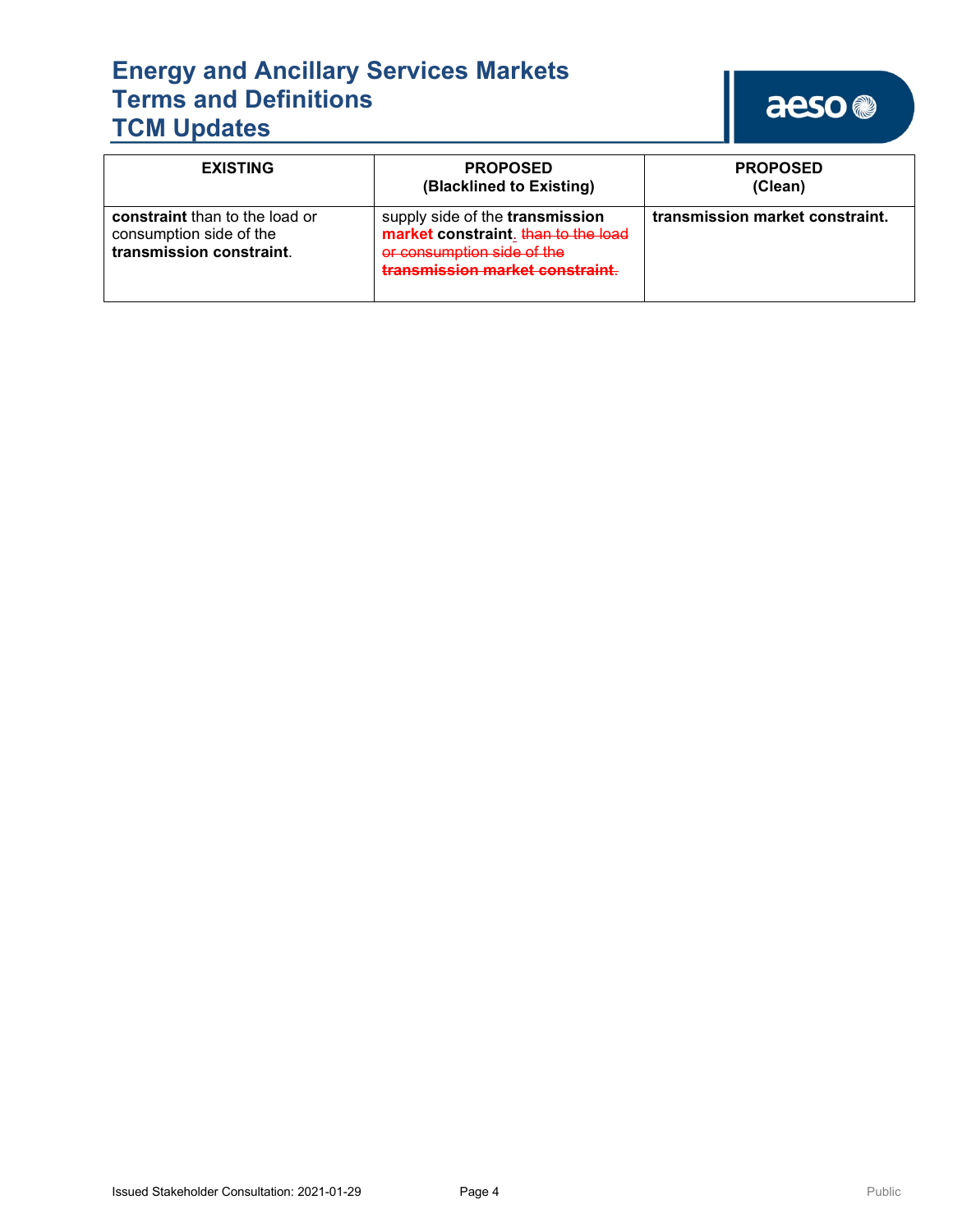| EXISTING | PROPOSED (Blacklined to Existing) | PROPOSED (Clean) |
|---|---|---|
| **constraint** than to the load or consumption side of the **transmission constraint**. | supply side of the **transmission market constraint**. ~~than to the load or consumption side of the **transmission market constraint**.~~ | **transmission market constraint.** |